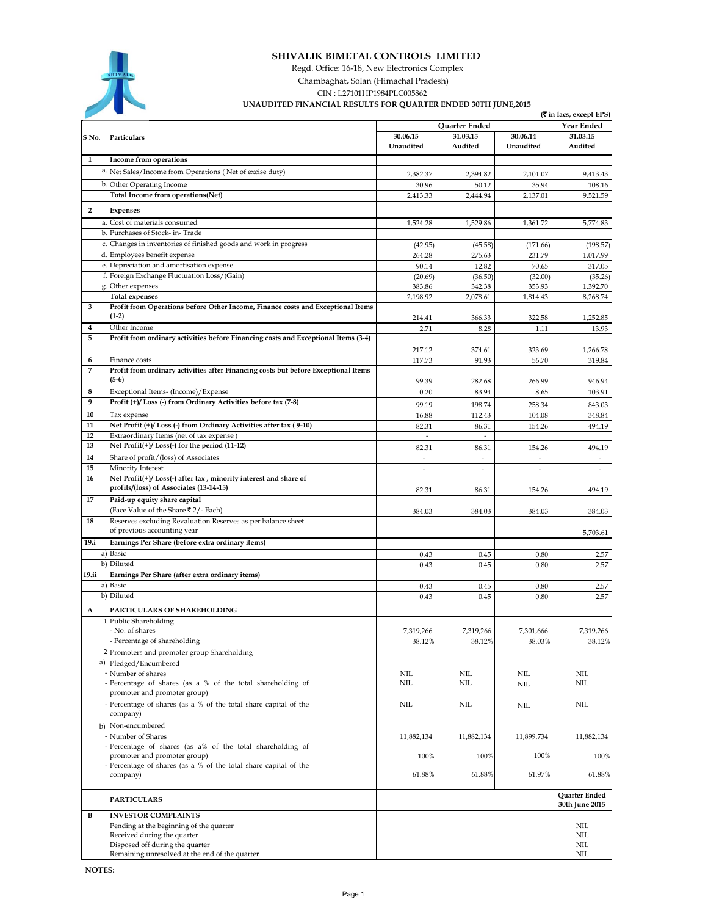# SHIVALIK BIMETAL CONTROLS LIMITED

Regd. Office: 16-18, New Electronics Complex

Chambaghat, Solan (Himachal Pradesh)

CIN : L27101HP1984PLC005862

**UNAUDITED FINANCIAL RESULTS FOR QUARTER ENDED 30TH JUNE,2015**

(₹ in lacs, except EPS)

| S No. | Particulars | Quarter Ended | | | Year Ended |
|---|---|---|---|---|---|
| | | 30.06.15 | 31.03.15 | 30.06.14 | 31.03.15 |
| | | Unaudited | Audited | Unaudited | Audited |
| 1 | **Income from operations** | | | | |
| | a. Net Sales/Income from Operations ( Net of excise duty) | 2,382.37 | 2,394.82 | 2,101.07 | 9,413.43 |
| | b. Other Operating Income | 30.96 | 50.12 | 35.94 | 108.16 |
| | **Total Income from operations(Net)** | 2,413.33 | 2,444.94 | 2,137.01 | 9,521.59 |
| 2 | **Expenses** | | | | |
| | a. Cost of materials consumed | 1,524.28 | 1,529.86 | 1,361.72 | 5,774.83 |
| | b. Purchases of Stock- in- Trade | | | | |
| | c. Changes in inventories of finished goods and work in progress | (42.95) | (45.58) | (171.66) | (198.57) |
| | d. Employees benefit expense | 264.28 | 275.63 | 231.79 | 1,017.99 |
| | e. Depreciation and amortisation expense | 90.14 | 12.82 | 70.65 | 317.05 |
| | f. Foreign Exchange Fluctuation Loss/(Gain) | (20.69) | (36.50) | (32.00) | (35.26) |
| | g. Other expenses | 383.86 | 342.38 | 353.93 | 1,392.70 |
| | **Total expenses** | 2,198.92 | 2,078.61 | 1,814.43 | 8,268.74 |
| 3 | **Profit from Operations before Other Income, Finance costs and Exceptional Items (1-2)** | 214.41 | 366.33 | 322.58 | 1,252.85 |
| 4 | Other Income | 2.71 | 8.28 | 1.11 | 13.93 |
| 5 | **Profit from ordinary activities before Financing costs and Exceptional Items (3-4)** | 217.12 | 374.61 | 323.69 | 1,266.78 |
| 6 | Finance costs | 117.73 | 91.93 | 56.70 | 319.84 |
| 7 | **Profit from ordinary activities after Financing costs but before Exceptional Items (5-6)** | 99.39 | 282.68 | 266.99 | 946.94 |
| 8 | Exceptional Items- (Income)/Expense | 0.20 | 83.94 | 8.65 | 103.91 |
| 9 | **Profit (+)/ Loss (-) from Ordinary Activities before tax (7-8)** | 99.19 | 198.74 | 258.34 | 843.03 |
| 10 | Tax expense | 16.88 | 112.43 | 104.08 | 348.84 |
| 11 | **Net Profit (+)/ Loss (-) from Ordinary Activities after tax ( 9-10)** | 82.31 | 86.31 | 154.26 | 494.19 |
| 12 | Extraordinary Items (net of tax expense ) | - | - | | |
| 13 | **Net Profit(+)/ Loss(-) for the period (11-12)** | 82.31 | 86.31 | 154.26 | 494.19 |
| 14 | Share of profit/(loss) of Associates | - | - | - | - |
| 15 | Minority Interest | - | - | - | - |
| 16 | **Net Profit(+)/ Loss(-) after tax , minority interest and share of profits/(loss) of Associates (13-14-15)** | 82.31 | 86.31 | 154.26 | 494.19 |
| 17 | **Paid-up equity share capital** (Face Value of the Share ₹ 2/- Each) | 384.03 | 384.03 | 384.03 | 384.03 |
| 18 | Reserves excluding Revaluation Reserves as per balance sheet of previous accounting year | | | | 5,703.61 |
| 19.i | **Earnings Per Share (before extra ordinary items)** | | | | |
| | a) Basic | 0.43 | 0.45 | 0.80 | 2.57 |
| | b) Diluted | 0.43 | 0.45 | 0.80 | 2.57 |
| 19.ii | **Earnings Per Share (after extra ordinary items)** | | | | |
| | a) Basic | 0.43 | 0.45 | 0.80 | 2.57 |
| | b) Diluted | 0.43 | 0.45 | 0.80 | 2.57 |
| A | **PARTICULARS OF SHAREHOLDING** | | | | |
| | 1 Public Shareholding | | | | |
| | - No. of shares | 7,319,266 | 7,319,266 | 7,301,666 | 7,319,266 |
| | - Percentage of shareholding | 38.12% | 38.12% | 38.03% | 38.12% |
| | 2 Promoters and promoter group Shareholding | | | | |
| | a) Pledged/Encumbered | | | | |
| | - Number of shares | NIL | NIL | NIL | NIL |
| | - Percentage of shares (as a % of the total shareholding of promoter and promoter group) | NIL | NIL | NIL | NIL |
| | - Percentage of shares (as a % of the total share capital of the company) | NIL | NIL | NIL | NIL |
| | b) Non-encumbered | | | | |
| | - Number of Shares | 11,882,134 | 11,882,134 | 11,899,734 | 11,882,134 |
| | - Percentage of shares (as a% of the total shareholding of promoter and promoter group) | 100% | 100% | 100% | 100% |
| | - Percentage of shares (as a % of the total share capital of the company) | 61.88% | 61.88% | 61.97% | 61.88% |

| | PARTICULARS | Quarter Ended 30th June 2015 |
|---|---|---|
| B | **INVESTOR COMPLAINTS** | |
| | Pending at the beginning of the quarter | NIL |
| | Received during the quarter | NIL |
| | Disposed off during the quarter | NIL |
| | Remaining unresolved at the end of the quarter | NIL |

**NOTES:**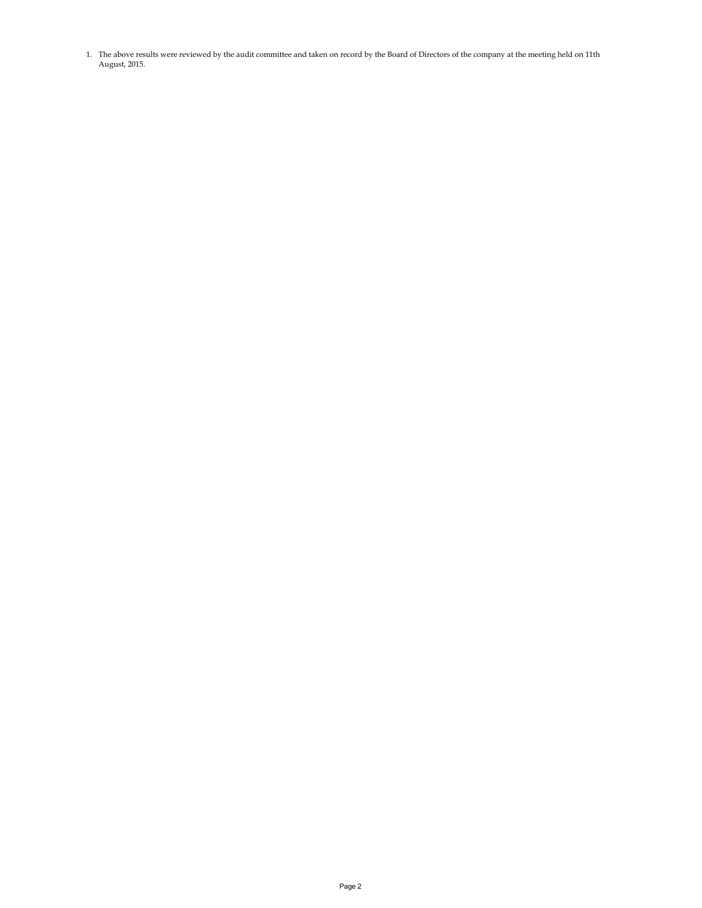1. The above results were reviewed by the audit committee and taken on record by the Board of Directors of the company at the meeting held on 11th August, 2015.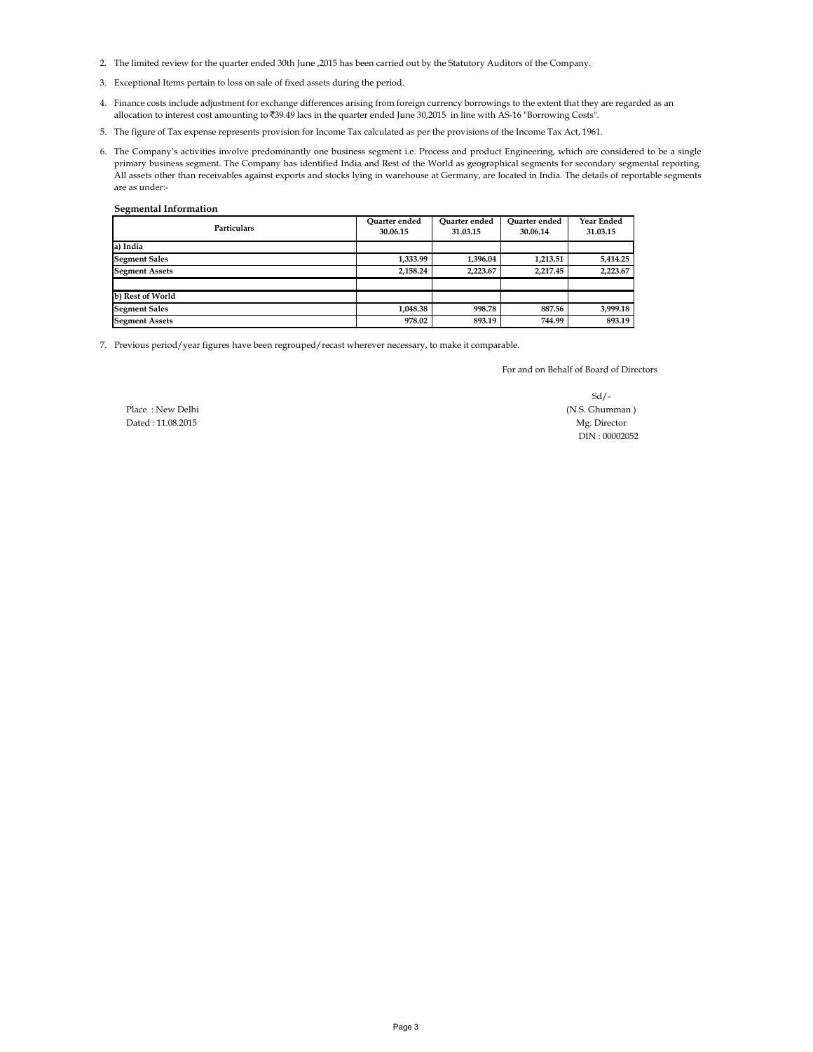2. The limited review for the quarter ended 30th June ,2015 has been carried out by the Statutory Auditors of the Company.

3. Exceptional Items pertain to loss on sale of fixed assets during the period.

4. Finance costs include adjustment for exchange differences arising from foreign currency borrowings to the extent that they are regarded as an allocation to interest cost amounting to ₹39.49 lacs in the quarter ended June 30,2015 in line with AS-16 "Borrowing Costs".

5. The figure of Tax expense represents provision for Income Tax calculated as per the provisions of the Income Tax Act, 1961.

6. The Company's activities involve predominantly one business segment i.e. Process and product Engineering, which are considered to be a single primary business segment. The Company has identified India and Rest of the World as geographical segments for secondary segmental reporting. All assets other than receivables against exports and stocks lying in warehouse at Germany, are located in India. The details of reportable segments are as under:-

**Segmental Information**

| Particulars | Quarter ended 30.06.15 | Quarter ended 31.03.15 | Quarter ended 30.06.14 | Year Ended 31.03.15 |
|---|---|---|---|---|
| **a) India** | | | | |
| **Segment Sales** | 1,333.99 | 1,396.04 | 1,213.51 | 5,414.25 |
| **Segment Assets** | 2,158.24 | 2,223.67 | 2,217.45 | 2,223.67 |
| | | | | |
| **b) Rest of World** | | | | |
| **Segment Sales** | 1,048.38 | 998.78 | 887.56 | 3,999.18 |
| **Segment Assets** | 978.02 | 893.19 | 744.99 | 893.19 |

7. Previous period/year figures have been regrouped/recast wherever necessary, to make it comparable.

For and on Behalf of Board of Directors

Sd/-

Place : New Delhi
Dated : 11.08.2015

(N.S. Ghumman )
Mg. Director
DIN : 00002052